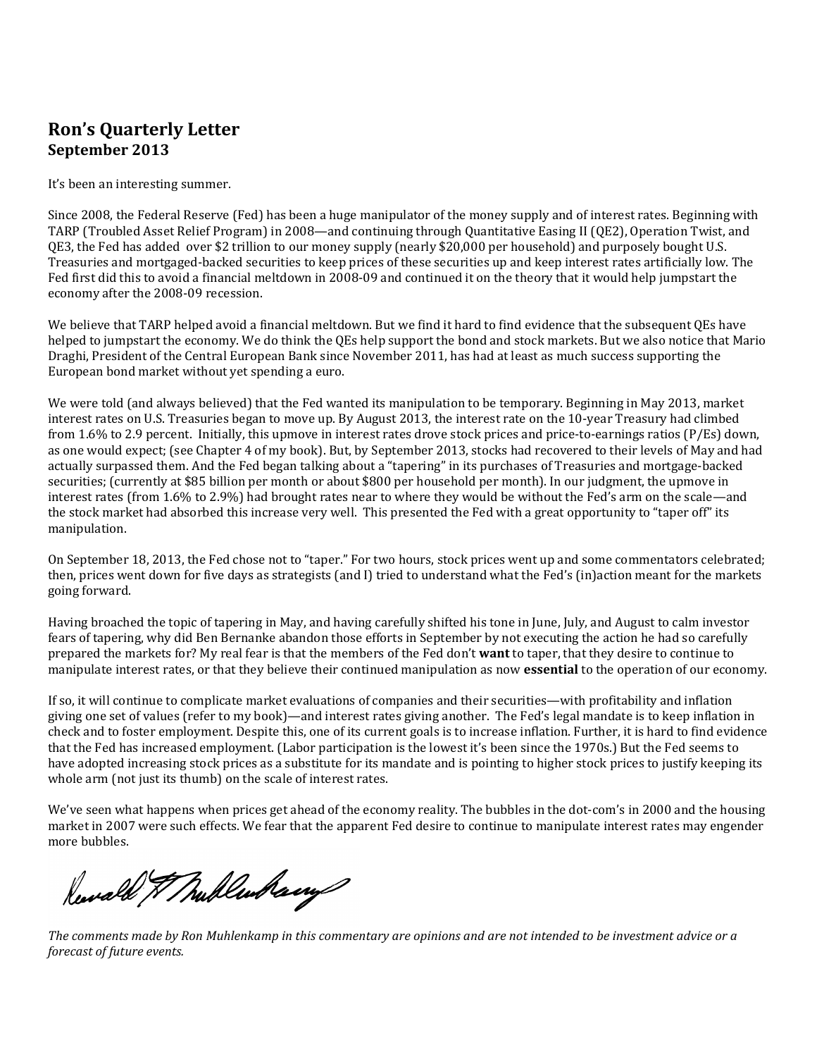## Ron's Quarterly Letter
### September 2013

It's been an interesting summer.

Since 2008, the Federal Reserve (Fed) has been a huge manipulator of the money supply and of interest rates. Beginning with TARP (Troubled Asset Relief Program) in 2008—and continuing through Quantitative Easing II (QE2), Operation Twist, and QE3, the Fed has added over $2 trillion to our money supply (nearly $20,000 per household) and purposely bought U.S. Treasuries and mortgaged-backed securities to keep prices of these securities up and keep interest rates artificially low. The Fed first did this to avoid a financial meltdown in 2008-09 and continued it on the theory that it would help jumpstart the economy after the 2008-09 recession.

We believe that TARP helped avoid a financial meltdown. But we find it hard to find evidence that the subsequent QEs have helped to jumpstart the economy. We do think the QEs help support the bond and stock markets. But we also notice that Mario Draghi, President of the Central European Bank since November 2011, has had at least as much success supporting the European bond market without yet spending a euro.

We were told (and always believed) that the Fed wanted its manipulation to be temporary. Beginning in May 2013, market interest rates on U.S. Treasuries began to move up. By August 2013, the interest rate on the 10-year Treasury had climbed from 1.6% to 2.9 percent. Initially, this upmove in interest rates drove stock prices and price-to-earnings ratios (P/Es) down, as one would expect; (see Chapter 4 of my book). But, by September 2013, stocks had recovered to their levels of May and had actually surpassed them. And the Fed began talking about a "tapering" in its purchases of Treasuries and mortgage-backed securities; (currently at $85 billion per month or about $800 per household per month). In our judgment, the upmove in interest rates (from 1.6% to 2.9%) had brought rates near to where they would be without the Fed's arm on the scale—and the stock market had absorbed this increase very well. This presented the Fed with a great opportunity to "taper off" its manipulation.

On September 18, 2013, the Fed chose not to "taper." For two hours, stock prices went up and some commentators celebrated; then, prices went down for five days as strategists (and I) tried to understand what the Fed's (in)action meant for the markets going forward.

Having broached the topic of tapering in May, and having carefully shifted his tone in June, July, and August to calm investor fears of tapering, why did Ben Bernanke abandon those efforts in September by not executing the action he had so carefully prepared the markets for? My real fear is that the members of the Fed don't **want** to taper, that they desire to continue to manipulate interest rates, or that they believe their continued manipulation as now **essential** to the operation of our economy.

If so, it will continue to complicate market evaluations of companies and their securities—with profitability and inflation giving one set of values (refer to my book)—and interest rates giving another. The Fed's legal mandate is to keep inflation in check and to foster employment. Despite this, one of its current goals is to increase inflation. Further, it is hard to find evidence that the Fed has increased employment. (Labor participation is the lowest it's been since the 1970s.) But the Fed seems to have adopted increasing stock prices as a substitute for its mandate and is pointing to higher stock prices to justify keeping its whole arm (not just its thumb) on the scale of interest rates.

We've seen what happens when prices get ahead of the economy reality. The bubbles in the dot-com's in 2000 and the housing market in 2007 were such effects. We fear that the apparent Fed desire to continue to manipulate interest rates may engender more bubbles.

Ronald H. Muhlenkamp

*The comments made by Ron Muhlenkamp in this commentary are opinions and are not intended to be investment advice or a forecast of future events.*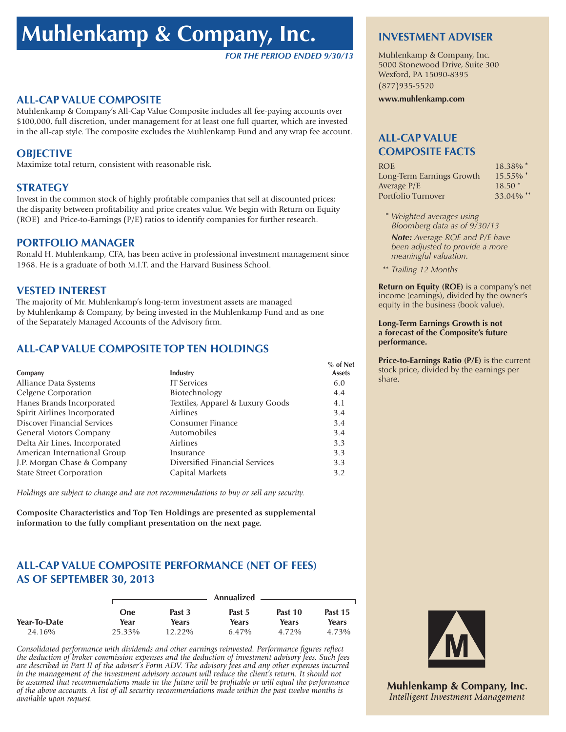# Muhlenkamp & Company, Inc.

*FOR THE PERIOD ENDED 9/30/13*

## ALL-CAP VALUE COMPOSITE

Muhlenkamp & Company's All-Cap Value Composite includes all fee-paying accounts over $100,000, full discretion, under management for at least one full quarter, which are invested in the all-cap style. The composite excludes the Muhlenkamp Fund and any wrap fee account.

## OBJECTIVE

Maximize total return, consistent with reasonable risk.

## STRATEGY

Invest in the common stock of highly profitable companies that sell at discounted prices; the disparity between profitability and price creates value. We begin with Return on Equity (ROE) and Price-to-Earnings (P/E) ratios to identify companies for further research.

## PORTFOLIO MANAGER

Ronald H. Muhlenkamp, CFA, has been active in professional investment management since 1968. He is a graduate of both M.I.T. and the Harvard Business School.

## VESTED INTEREST

The majority of Mr. Muhlenkamp's long-term investment assets are managed by Muhlenkamp & Company, by being invested in the Muhlenkamp Fund and as one of the Separately Managed Accounts of the Advisory firm.

## ALL-CAP VALUE COMPOSITE TOP TEN HOLDINGS

| Company | Industry | % of Net Assets |
|---|---|---|
| Alliance Data Systems | IT Services | 6.0 |
| Celgene Corporation | Biotechnology | 4.4 |
| Hanes Brands Incorporated | Textiles, Apparel & Luxury Goods | 4.1 |
| Spirit Airlines Incorporated | Airlines | 3.4 |
| Discover Financial Services | Consumer Finance | 3.4 |
| General Motors Company | Automobiles | 3.4 |
| Delta Air Lines, Incorporated | Airlines | 3.3 |
| American International Group | Insurance | 3.3 |
| J.P. Morgan Chase & Company | Diversified Financial Services | 3.3 |
| State Street Corporation | Capital Markets | 3.2 |

*Holdings are subject to change and are not recommendations to buy or sell any security.*

**Composite Characteristics and Top Ten Holdings are presented as supplemental information to the fully compliant presentation on the next page.**

## ALL-CAP VALUE COMPOSITE PERFORMANCE (NET OF FEES) AS OF SEPTEMBER 30, 2013

| | Annualized | | | | |
|---|---|---|---|---|---|
| Year-To-Date | One Year | Past 3 Years | Past 5 Years | Past 10 Years | Past 15 Years |
| 24.16% | 25.33% | 12.22% | 6.47% | 4.72% | 4.73% |

*Consolidated performance with dividends and other earnings reinvested. Performance figures reflect the deduction of broker commission expenses and the deduction of investment advisory fees. Such fees are described in Part II of the adviser's Form ADV. The advisory fees and any other expenses incurred in the management of the investment advisory account will reduce the client's return. It should not be assumed that recommendations made in the future will be profitable or will equal the performance of the above accounts. A list of all security recommendations made within the past twelve months is available upon request.*

## INVESTMENT ADVISER

Muhlenkamp & Company, Inc.
5000 Stonewood Drive, Suite 300
Wexford, PA 15090-8395
(877)935-5520

**www.muhlenkamp.com**

## ALL-CAP VALUE COMPOSITE FACTS

| | |
|---|---|
| ROE | 18.38% * |
| Long-Term Earnings Growth | 15.55% * |
| Average P/E | 18.50 * |
| Portfolio Turnover | 33.04% ** |

\* *Weighted averages using Bloomberg data as of 9/30/13*

***Note:*** *Average ROE and P/E have been adjusted to provide a more meaningful valuation.*

\*\* *Trailing 12 Months*

**Return on Equity (ROE)** is a company's net income (earnings), divided by the owner's equity in the business (book value).

**Long-Term Earnings Growth is not a forecast of the Composite's future performance.**

**Price-to-Earnings Ratio (P/E)** is the current stock price, divided by the earnings per share.

**Muhlenkamp & Company, Inc.**
*Intelligent Investment Management*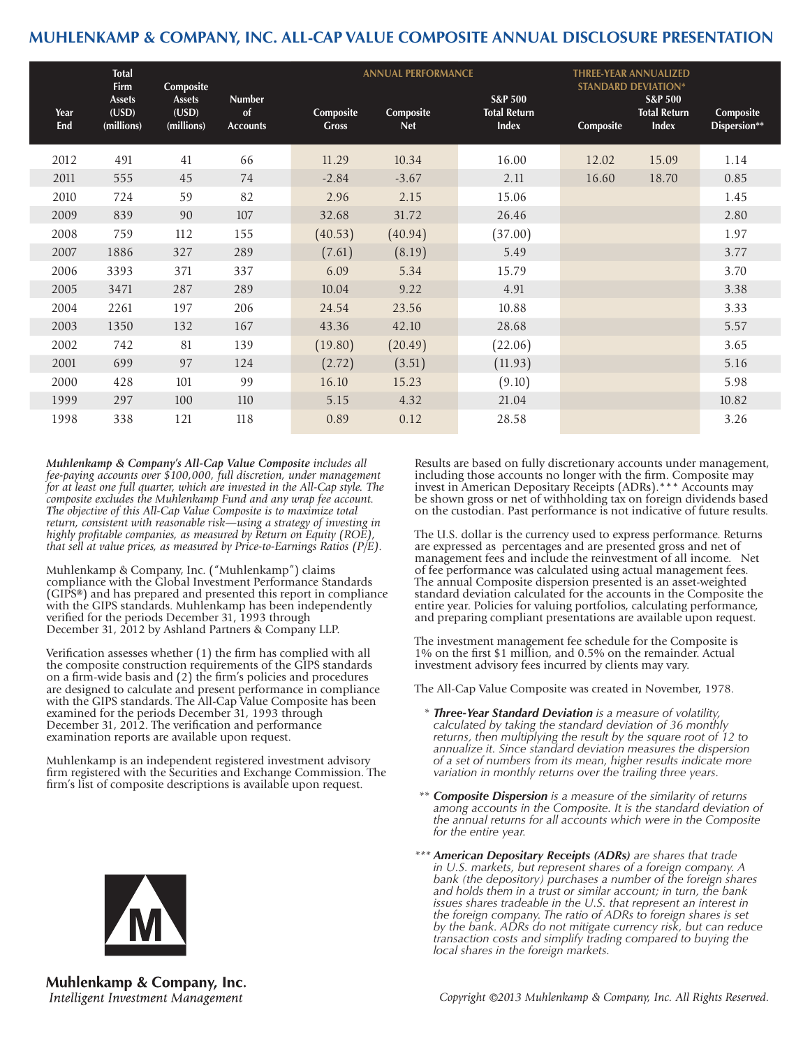# MUHLENKAMP & COMPANY, INC. ALL-CAP VALUE COMPOSITE ANNUAL DISCLOSURE PRESENTATION

| Year End | Total Firm Assets (USD) (millions) | Composite Assets (USD) (millions) | Number of Accounts | ANNUAL PERFORMANCE | | | THREE-YEAR ANNUALIZED STANDARD DEVIATION* | | Composite Dispersion** |
|---|---|---|---|---|---|---|---|---|---|
| | | | | Composite Gross | Composite Net | S&P 500 Total Return Index | Composite | S&P 500 Total Return Index | |
| 2012 | 491 | 41 | 66 | 11.29 | 10.34 | 16.00 | 12.02 | 15.09 | 1.14 |
| 2011 | 555 | 45 | 74 | -2.84 | -3.67 | 2.11 | 16.60 | 18.70 | 0.85 |
| 2010 | 724 | 59 | 82 | 2.96 | 2.15 | 15.06 | | | 1.45 |
| 2009 | 839 | 90 | 107 | 32.68 | 31.72 | 26.46 | | | 2.80 |
| 2008 | 759 | 112 | 155 | (40.53) | (40.94) | (37.00) | | | 1.97 |
| 2007 | 1886 | 327 | 289 | (7.61) | (8.19) | 5.49 | | | 3.77 |
| 2006 | 3393 | 371 | 337 | 6.09 | 5.34 | 15.79 | | | 3.70 |
| 2005 | 3471 | 287 | 289 | 10.04 | 9.22 | 4.91 | | | 3.38 |
| 2004 | 2261 | 197 | 206 | 24.54 | 23.56 | 10.88 | | | 3.33 |
| 2003 | 1350 | 132 | 167 | 43.36 | 42.10 | 28.68 | | | 5.57 |
| 2002 | 742 | 81 | 139 | (19.80) | (20.49) | (22.06) | | | 3.65 |
| 2001 | 699 | 97 | 124 | (2.72) | (3.51) | (11.93) | | | 5.16 |
| 2000 | 428 | 101 | 99 | 16.10 | 15.23 | (9.10) | | | 5.98 |
| 1999 | 297 | 100 | 110 | 5.15 | 4.32 | 21.04 | | | 10.82 |
| 1998 | 338 | 121 | 118 | 0.89 | 0.12 | 28.58 | | | 3.26 |

*__Muhlenkamp & Company's All-Cap Value Composite__ includes all fee-paying accounts over $100,000, full discretion, under management for at least one full quarter, which are invested in the All-Cap style. The composite excludes the Muhlenkamp Fund and any wrap fee account. The objective of this All-Cap Value Composite is to maximize total return, consistent with reasonable risk—using a strategy of investing in highly profitable companies, as measured by Return on Equity (ROE), that sell at value prices, as measured by Price-to-Earnings Ratios (P/E).*

Muhlenkamp & Company, Inc. ("Muhlenkamp") claims compliance with the Global Investment Performance Standards (GIPS®) and has prepared and presented this report in compliance with the GIPS standards. Muhlenkamp has been independently verified for the periods December 31, 1993 through December 31, 2012 by Ashland Partners & Company LLP.

Verification assesses whether (1) the firm has complied with all the composite construction requirements of the GIPS standards on a firm-wide basis and (2) the firm's policies and procedures are designed to calculate and present performance in compliance with the GIPS standards. The All-Cap Value Composite has been examined for the periods December 31, 1993 through December 31, 2012. The verification and performance examination reports are available upon request.

Muhlenkamp is an independent registered investment advisory firm registered with the Securities and Exchange Commission. The firm's list of composite descriptions is available upon request.

Results are based on fully discretionary accounts under management, including those accounts no longer with the firm. Composite may invest in American Depositary Receipts (ADRs).*** Accounts may be shown gross or net of withholding tax on foreign dividends based on the custodian. Past performance is not indicative of future results.

The U.S. dollar is the currency used to express performance. Returns are expressed as percentages and are presented gross and net of management fees and include the reinvestment of all income. Net of fee performance was calculated using actual management fees. The annual Composite dispersion presented is an asset-weighted standard deviation calculated for the accounts in the Composite the entire year. Policies for valuing portfolios, calculating performance, and preparing compliant presentations are available upon request.

The investment management fee schedule for the Composite is 1% on the first $1 million, and 0.5% on the remainder. Actual investment advisory fees incurred by clients may vary.

The All-Cap Value Composite was created in November, 1978.

\* ***Three-Year Standard Deviation*** *is a measure of volatility, calculated by taking the standard deviation of 36 monthly returns, then multiplying the result by the square root of 12 to annualize it. Since standard deviation measures the dispersion of a set of numbers from its mean, higher results indicate more variation in monthly returns over the trailing three years.*

\*\* ***Composite Dispersion*** *is a measure of the similarity of returns among accounts in the Composite. It is the standard deviation of the annual returns for all accounts which were in the Composite for the entire year.*

\*\*\* ***American Depositary Receipts (ADRs)*** *are shares that trade in U.S. markets, but represent shares of a foreign company. A bank (the depository) purchases a number of the foreign shares and holds them in a trust or similar account; in turn, the bank issues shares tradeable in the U.S. that represent an interest in the foreign company. The ratio of ADRs to foreign shares is set by the bank. ADRs do not mitigate currency risk, but can reduce transaction costs and simplify trading compared to buying the local shares in the foreign markets.*

**Muhlenkamp & Company, Inc.**
*Intelligent Investment Management*

*Copyright ©2013 Muhlenkamp & Company, Inc. All Rights Reserved.*